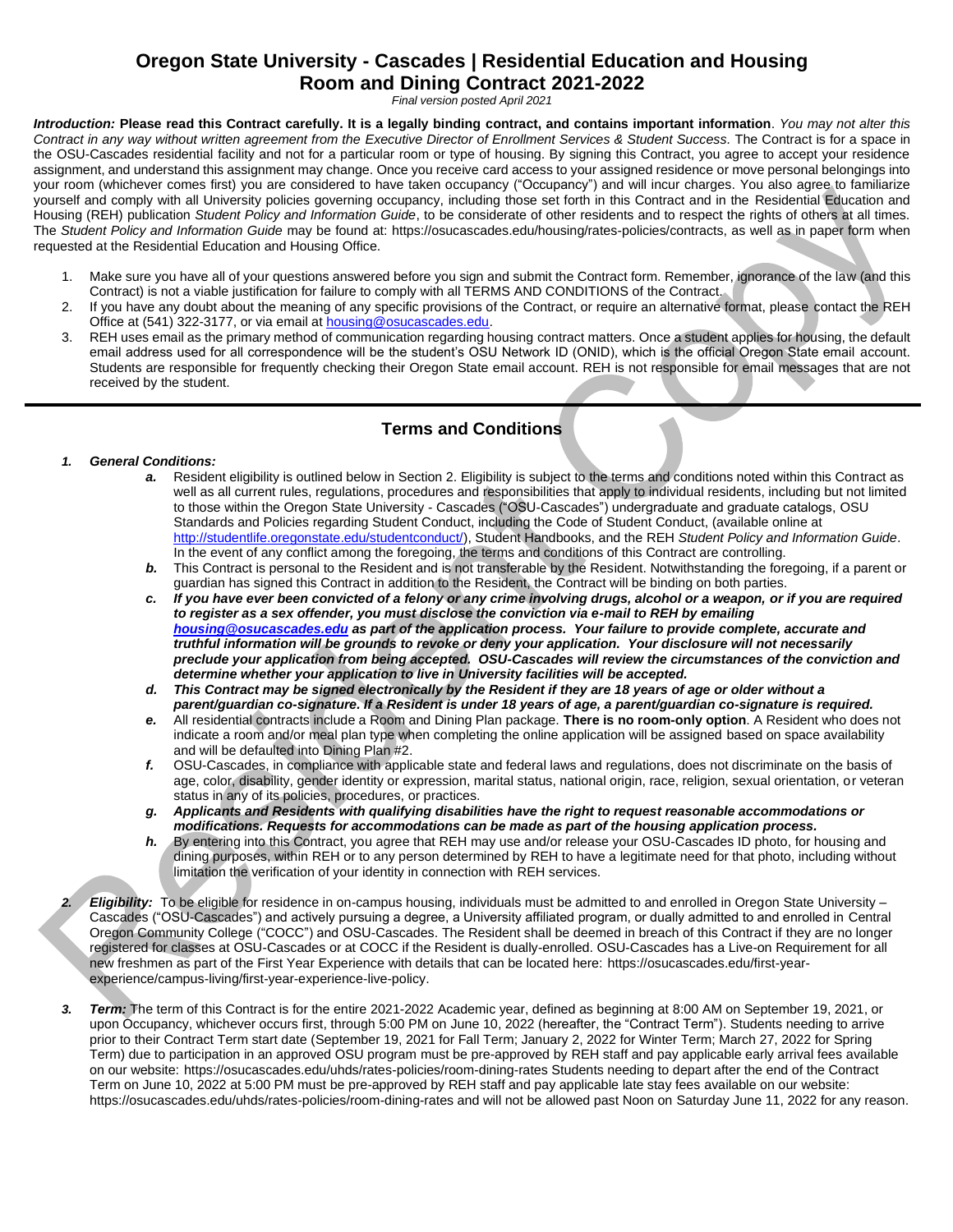# Oregon State University - Cascades | Residential Education and Housing
# Room and Dining Contract 2021-2022

*Final version posted April 2021*

***Introduction:*** **Please read this Contract carefully. It is a legally binding contract, and contains important information**. *You may not alter this Contract in any way without written agreement from the Executive Director of Enrollment Services & Student Success.* The Contract is for a space in the OSU-Cascades residential facility and not for a particular room or type of housing. By signing this Contract, you agree to accept your residence assignment, and understand this assignment may change. Once you receive card access to your assigned residence or move personal belongings into your room (whichever comes first) you are considered to have taken occupancy ("Occupancy") and will incur charges. You also agree to familiarize yourself and comply with all University policies governing occupancy, including those set forth in this Contract and in the Residential Education and Housing (REH) publication *Student Policy and Information Guide*, to be considerate of other residents and to respect the rights of others at all times. The *Student Policy and Information Guide* may be found at: https://osucascades.edu/housing/rates-policies/contracts, as well as in paper form when requested at the Residential Education and Housing Office.

1. Make sure you have all of your questions answered before you sign and submit the Contract form. Remember, ignorance of the law (and this Contract) is not a viable justification for failure to comply with all TERMS AND CONDITIONS of the Contract.
2. If you have any doubt about the meaning of any specific provisions of the Contract, or require an alternative format, please contact the REH Office at (541) 322-3177, or via email at housing@osucascades.edu.
3. REH uses email as the primary method of communication regarding housing contract matters. Once a student applies for housing, the default email address used for all correspondence will be the student's OSU Network ID (ONID), which is the official Oregon State email account. Students are responsible for frequently checking their Oregon State email account. REH is not responsible for email messages that are not received by the student.

## Terms and Conditions

1. ***General Conditions:***
   - ***a.*** Resident eligibility is outlined below in Section 2. Eligibility is subject to the terms and conditions noted within this Contract as well as all current rules, regulations, procedures and responsibilities that apply to individual residents, including but not limited to those within the Oregon State University - Cascades ("OSU-Cascades") undergraduate and graduate catalogs, OSU Standards and Policies regarding Student Conduct, including the Code of Student Conduct, (available online at http://studentlife.oregonstate.edu/studentconduct/), Student Handbooks, and the REH *Student Policy and Information Guide*. In the event of any conflict among the foregoing, the terms and conditions of this Contract are controlling.
   - ***b.*** This Contract is personal to the Resident and is not transferable by the Resident. Notwithstanding the foregoing, if a parent or guardian has signed this Contract in addition to the Resident, the Contract will be binding on both parties.
   - ***c. If you have ever been convicted of a felony or any crime involving drugs, alcohol or a weapon, or if you are required to register as a sex offender, you must disclose the conviction via e-mail to REH by emailing housing@osucascades.edu as part of the application process. Your failure to provide complete, accurate and truthful information will be grounds to revoke or deny your application. Your disclosure will not necessarily preclude your application from being accepted. OSU-Cascades will review the circumstances of the conviction and determine whether your application to live in University facilities will be accepted.***
   - ***d. This Contract may be signed electronically by the Resident if they are 18 years of age or older without a parent/guardian co-signature. If a Resident is under 18 years of age, a parent/guardian co-signature is required.***
   - ***e.*** All residential contracts include a Room and Dining Plan package. **There is no room-only option**. A Resident who does not indicate a room and/or meal plan type when completing the online application will be assigned based on space availability and will be defaulted into Dining Plan #2.
   - ***f.*** OSU-Cascades, in compliance with applicable state and federal laws and regulations, does not discriminate on the basis of age, color, disability, gender identity or expression, marital status, national origin, race, religion, sexual orientation, or veteran status in any of its policies, procedures, or practices.
   - ***g. Applicants and Residents with qualifying disabilities have the right to request reasonable accommodations or modifications. Requests for accommodations can be made as part of the housing application process.***
   - ***h.*** By entering into this Contract, you agree that REH may use and/or release your OSU-Cascades ID photo, for housing and dining purposes, within REH or to any person determined by REH to have a legitimate need for that photo, including without limitation the verification of your identity in connection with REH services.

2. ***Eligibility:*** To be eligible for residence in on-campus housing, individuals must be admitted to and enrolled in Oregon State University – Cascades ("OSU-Cascades") and actively pursuing a degree, a University affiliated program, or dually admitted to and enrolled in Central Oregon Community College ("COCC") and OSU-Cascades. The Resident shall be deemed in breach of this Contract if they are no longer registered for classes at OSU-Cascades or at COCC if the Resident is dually-enrolled. OSU-Cascades has a Live-on Requirement for all new freshmen as part of the First Year Experience with details that can be located here: https://osucascades.edu/first-year-experience/campus-living/first-year-experience-live-policy.

3. ***Term:*** The term of this Contract is for the entire 2021-2022 Academic year, defined as beginning at 8:00 AM on September 19, 2021, or upon Occupancy, whichever occurs first, through 5:00 PM on June 10, 2022 (hereafter, the "Contract Term"). Students needing to arrive prior to their Contract Term start date (September 19, 2021 for Fall Term; January 2, 2022 for Winter Term; March 27, 2022 for Spring Term) due to participation in an approved OSU program must be pre-approved by REH staff and pay applicable early arrival fees available on our website: https://osucascades.edu/uhds/rates-policies/room-dining-rates Students needing to depart after the end of the Contract Term on June 10, 2022 at 5:00 PM must be pre-approved by REH staff and pay applicable late stay fees available on our website: https://osucascades.edu/uhds/rates-policies/room-dining-rates and will not be allowed past Noon on Saturday June 11, 2022 for any reason.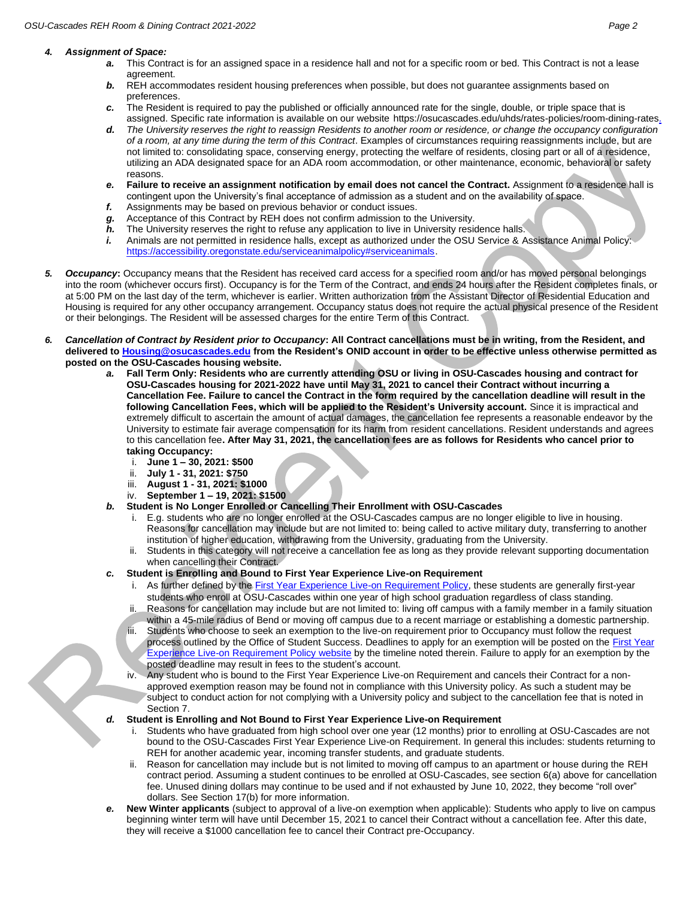4. ***Assignment of Space:***
   - ***a.*** This Contract is for an assigned space in a residence hall and not for a specific room or bed. This Contract is not a lease agreement.
   - ***b.*** REH accommodates resident housing preferences when possible, but does not guarantee assignments based on preferences.
   - ***c.*** The Resident is required to pay the published or officially announced rate for the single, double, or triple space that is assigned. Specific rate information is available on our website https://osucascades.edu/uhds/rates-policies/room-dining-rates.
   - ***d.*** *The University reserves the right to reassign Residents to another room or residence, or change the occupancy configuration of a room, at any time during the term of this Contract*. Examples of circumstances requiring reassignments include, but are not limited to: consolidating space, conserving energy, protecting the welfare of residents, closing part or all of a residence, utilizing an ADA designated space for an ADA room accommodation, or other maintenance, economic, behavioral or safety reasons.
   - ***e.*** **Failure to receive an assignment notification by email does not cancel the Contract.** Assignment to a residence hall is contingent upon the University's final acceptance of admission as a student and on the availability of space.
   - ***f.*** Assignments may be based on previous behavior or conduct issues.
   - ***g.*** Acceptance of this Contract by REH does not confirm admission to the University.
   - ***h.*** The University reserves the right to refuse any application to live in University residence halls.
   - ***i.*** Animals are not permitted in residence halls, except as authorized under the OSU Service & Assistance Animal Policy: https://accessibility.oregonstate.edu/serviceanimalpolicy#serviceanimals.

5. ***Occupancy*:** Occupancy means that the Resident has received card access for a specified room and/or has moved personal belongings into the room (whichever occurs first). Occupancy is for the Term of the Contract, and ends 24 hours after the Resident completes finals, or at 5:00 PM on the last day of the term, whichever is earlier. Written authorization from the Assistant Director of Residential Education and Housing is required for any other occupancy arrangement. Occupancy status does not require the actual physical presence of the Resident or their belongings. The Resident will be assessed charges for the entire Term of this Contract.

6. ***Cancellation of Contract by Resident prior to Occupancy*: All Contract cancellations must be in writing, from the Resident, and delivered to Housing@osucascades.edu from the Resident's ONID account in order to be effective unless otherwise permitted as posted on the OSU-Cascades housing website.**
   - ***a.*** **Fall Term Only: Residents who are currently attending OSU or living in OSU-Cascades housing and contract for OSU-Cascades housing for 2021-2022 have until May 31, 2021 to cancel their Contract without incurring a Cancellation Fee. Failure to cancel the Contract in the form required by the cancellation deadline will result in the following Cancellation Fees, which will be applied to the Resident's University account.** Since it is impractical and extremely difficult to ascertain the amount of actual damages, the cancellation fee represents a reasonable endeavor by the University to estimate fair average compensation for its harm from resident cancellations. Resident understands and agrees to this cancellation fee**. After May 31, 2021, the cancellation fees are as follows for Residents who cancel prior to taking Occupancy:**
     1. **June 1 – 30, 2021: $500**
     2. **July 1 - 31, 2021: $750**
     3. **August 1 - 31, 2021: $1000**
     4. **September 1 – 19, 2021: $1500**
   - ***b.*** **Student is No Longer Enrolled or Cancelling Their Enrollment with OSU-Cascades**
     1. E.g. students who are no longer enrolled at the OSU-Cascades campus are no longer eligible to live in housing. Reasons for cancellation may include but are not limited to: being called to active military duty, transferring to another institution of higher education, withdrawing from the University, graduating from the University.
     2. Students in this category will not receive a cancellation fee as long as they provide relevant supporting documentation when cancelling their Contract.
   - ***c.*** **Student is Enrolling and Bound to First Year Experience Live-on Requirement**
     1. As further defined by the First Year Experience Live-on Requirement Policy, these students are generally first-year students who enroll at OSU-Cascades within one year of high school graduation regardless of class standing.
     2. Reasons for cancellation may include but are not limited to: living off campus with a family member in a family situation within a 45-mile radius of Bend or moving off campus due to a recent marriage or establishing a domestic partnership.
     3. Students who choose to seek an exemption to the live-on requirement prior to Occupancy must follow the request process outlined by the Office of Student Success. Deadlines to apply for an exemption will be posted on the First Year Experience Live-on Requirement Policy website by the timeline noted therein. Failure to apply for an exemption by the posted deadline may result in fees to the student's account.
     4. Any student who is bound to the First Year Experience Live-on Requirement and cancels their Contract for a non-approved exemption reason may be found not in compliance with this University policy. As such a student may be subject to conduct action for not complying with a University policy and subject to the cancellation fee that is noted in Section 7.
   - ***d.*** **Student is Enrolling and Not Bound to First Year Experience Live-on Requirement**
     1. Students who have graduated from high school over one year (12 months) prior to enrolling at OSU-Cascades are not bound to the OSU-Cascades First Year Experience Live-on Requirement. In general this includes: students returning to REH for another academic year, incoming transfer students, and graduate students.
     2. Reason for cancellation may include but is not limited to moving off campus to an apartment or house during the REH contract period. Assuming a student continues to be enrolled at OSU-Cascades, see section 6(a) above for cancellation fee. Unused dining dollars may continue to be used and if not exhausted by June 10, 2022, they become "roll over" dollars. See Section 17(b) for more information.
   - ***e.*** **New Winter applicants** (subject to approval of a live-on exemption when applicable): Students who apply to live on campus beginning winter term will have until December 15, 2021 to cancel their Contract without a cancellation fee. After this date, they will receive a $1000 cancellation fee to cancel their Contract pre-Occupancy.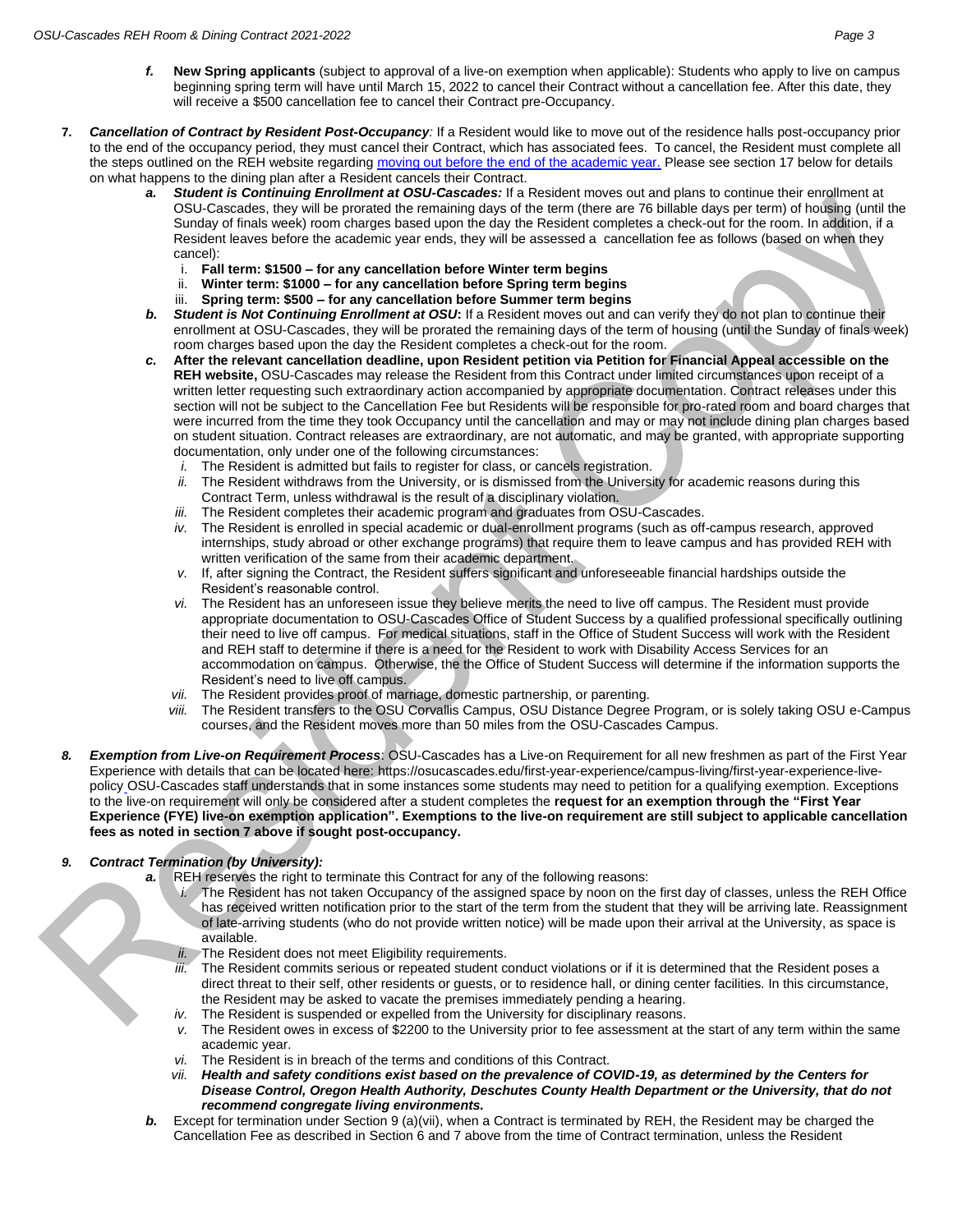- ***f.*** **New Spring applicants** (subject to approval of a live-on exemption when applicable): Students who apply to live on campus beginning spring term will have until March 15, 2022 to cancel their Contract without a cancellation fee. After this date, they will receive a $500 cancellation fee to cancel their Contract pre-Occupancy.

**7.** ***Cancellation of Contract by Resident Post-Occupancy:*** If a Resident would like to move out of the residence halls post-occupancy prior to the end of the occupancy period, they must cancel their Contract, which has associated fees. To cancel, the Resident must complete all the steps outlined on the REH website regarding moving out before the end of the academic year. Please see section 17 below for details on what happens to the dining plan after a Resident cancels their Contract.

- ***a.*** ***Student is Continuing Enrollment at OSU-Cascades:*** If a Resident moves out and plans to continue their enrollment at OSU-Cascades, they will be prorated the remaining days of the term (there are 76 billable days per term) of housing (until the Sunday of finals week) room charges based upon the day the Resident completes a check-out for the room. In addition, if a Resident leaves before the academic year ends, they will be assessed a cancellation fee as follows (based on when they cancel):
  - i. **Fall term: $1500 – for any cancellation before Winter term begins**
  - ii. **Winter term: $1000 – for any cancellation before Spring term begins**
  - iii. **Spring term: $500 – for any cancellation before Summer term begins**
- ***b.*** ***Student is Not Continuing Enrollment at OSU*:** If a Resident moves out and can verify they do not plan to continue their enrollment at OSU-Cascades, they will be prorated the remaining days of the term of housing (until the Sunday of finals week) room charges based upon the day the Resident completes a check-out for the room.
- ***c.*** **After the relevant cancellation deadline, upon Resident petition via Petition for Financial Appeal accessible on the REH website,** OSU-Cascades may release the Resident from this Contract under limited circumstances upon receipt of a written letter requesting such extraordinary action accompanied by appropriate documentation. Contract releases under this section will not be subject to the Cancellation Fee but Residents will be responsible for pro-rated room and board charges that were incurred from the time they took Occupancy until the cancellation and may or may not include dining plan charges based on student situation. Contract releases are extraordinary, are not automatic, and may be granted, with appropriate supporting documentation, only under one of the following circumstances:
  - *i.* The Resident is admitted but fails to register for class, or cancels registration.
  - *ii.* The Resident withdraws from the University, or is dismissed from the University for academic reasons during this Contract Term, unless withdrawal is the result of a disciplinary violation.
  - *iii.* The Resident completes their academic program and graduates from OSU-Cascades.
  - *iv.* The Resident is enrolled in special academic or dual-enrollment programs (such as off-campus research, approved internships, study abroad or other exchange programs) that require them to leave campus and has provided REH with written verification of the same from their academic department.
  - *v.* If, after signing the Contract, the Resident suffers significant and unforeseeable financial hardships outside the Resident's reasonable control.
  - *vi.* The Resident has an unforeseen issue they believe merits the need to live off campus. The Resident must provide appropriate documentation to OSU-Cascades Office of Student Success by a qualified professional specifically outlining their need to live off campus. For medical situations, staff in the Office of Student Success will work with the Resident and REH staff to determine if there is a need for the Resident to work with Disability Access Services for an accommodation on campus. Otherwise, the the Office of Student Success will determine if the information supports the Resident's need to live off campus.
  - *vii.* The Resident provides proof of marriage, domestic partnership, or parenting.
  - *viii.* The Resident transfers to the OSU Corvallis Campus, OSU Distance Degree Program, or is solely taking OSU e-Campus courses, and the Resident moves more than 50 miles from the OSU-Cascades Campus.

***8.*** ***Exemption from Live-on Requirement Process***: OSU-Cascades has a Live-on Requirement for all new freshmen as part of the First Year Experience with details that can be located here: https://osucascades.edu/first-year-experience/campus-living/first-year-experience-live-policy OSU-Cascades staff understands that in some instances some students may need to petition for a qualifying exemption. Exceptions to the live-on requirement will only be considered after a student completes the **request for an exemption through the "First Year Experience (FYE) live-on exemption application". Exemptions to the live-on requirement are still subject to applicable cancellation fees as noted in section 7 above if sought post-occupancy.**

***9.*** ***Contract Termination (by University):***

- ***a.*** REH reserves the right to terminate this Contract for any of the following reasons:
  - *i.* The Resident has not taken Occupancy of the assigned space by noon on the first day of classes, unless the REH Office has received written notification prior to the start of the term from the student that they will be arriving late. Reassignment of late-arriving students (who do not provide written notice) will be made upon their arrival at the University, as space is available.
  - *ii.* The Resident does not meet Eligibility requirements.
  - *iii.* The Resident commits serious or repeated student conduct violations or if it is determined that the Resident poses a direct threat to their self, other residents or guests, or to residence hall, or dining center facilities. In this circumstance, the Resident may be asked to vacate the premises immediately pending a hearing.
  - *iv.* The Resident is suspended or expelled from the University for disciplinary reasons.
  - *v.* The Resident owes in excess of $2200 to the University prior to fee assessment at the start of any term within the same academic year.
  - *vi.* The Resident is in breach of the terms and conditions of this Contract.
  - *vii.* ***Health and safety conditions exist based on the prevalence of COVID-19, as determined by the Centers for Disease Control, Oregon Health Authority, Deschutes County Health Department or the University, that do not recommend congregate living environments.***
- ***b.*** Except for termination under Section 9 (a)(vii), when a Contract is terminated by REH, the Resident may be charged the Cancellation Fee as described in Section 6 and 7 above from the time of Contract termination, unless the Resident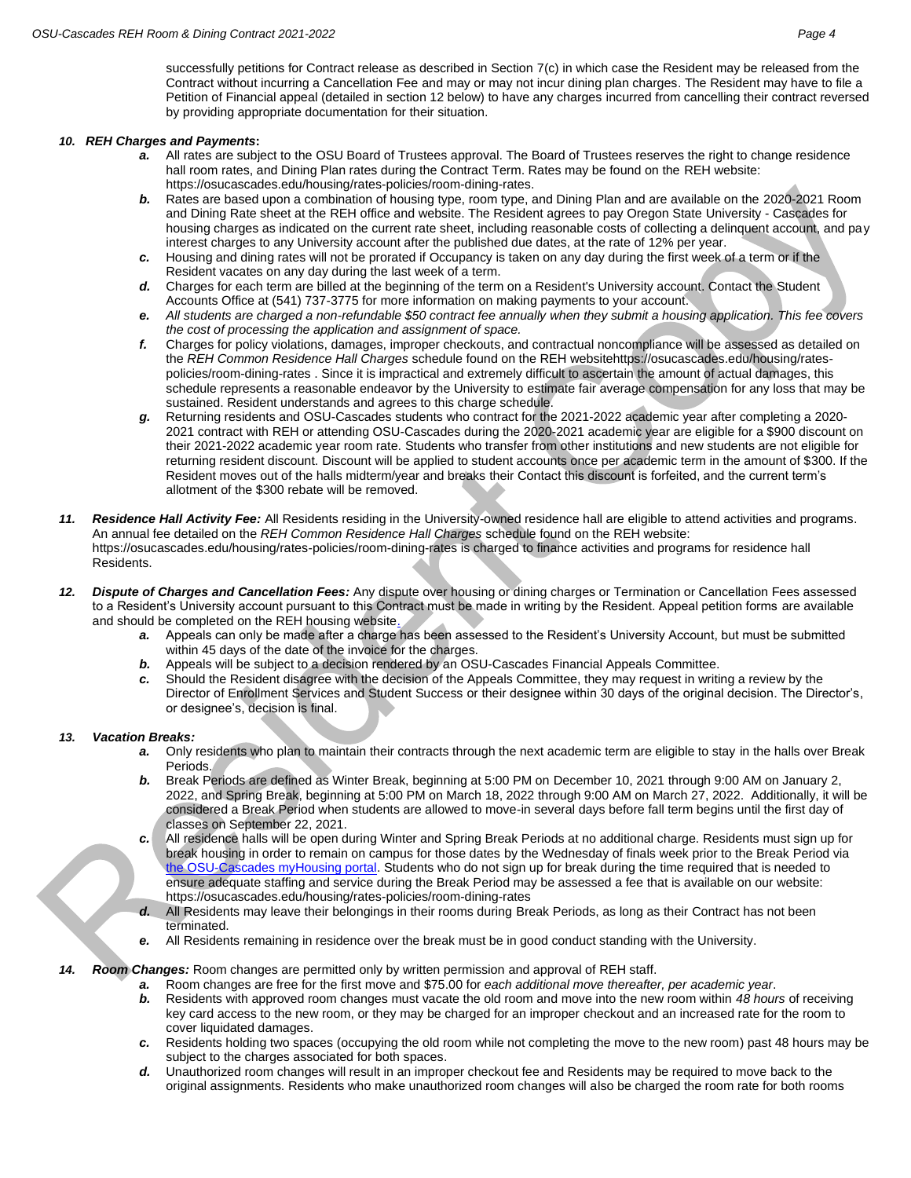successfully petitions for Contract release as described in Section 7(c) in which case the Resident may be released from the Contract without incurring a Cancellation Fee and may or may not incur dining plan charges. The Resident may have to file a Petition of Financial appeal (detailed in section 12 below) to have any charges incurred from cancelling their contract reversed by providing appropriate documentation for their situation.

***10. REH Charges and Payments*:**

- ***a.*** All rates are subject to the OSU Board of Trustees approval. The Board of Trustees reserves the right to change residence hall room rates, and Dining Plan rates during the Contract Term. Rates may be found on the REH website: https://osucascades.edu/housing/rates-policies/room-dining-rates.
- ***b.*** Rates are based upon a combination of housing type, room type, and Dining Plan and are available on the 2020-2021 Room and Dining Rate sheet at the REH office and website. The Resident agrees to pay Oregon State University - Cascades for housing charges as indicated on the current rate sheet, including reasonable costs of collecting a delinquent account, and pay interest charges to any University account after the published due dates, at the rate of 12% per year.
- ***c.*** Housing and dining rates will not be prorated if Occupancy is taken on any day during the first week of a term or if the Resident vacates on any day during the last week of a term.
- ***d.*** Charges for each term are billed at the beginning of the term on a Resident's University account. Contact the Student Accounts Office at (541) 737-3775 for more information on making payments to your account.
- ***e.*** *All students are charged a non-refundable $50 contract fee annually when they submit a housing application. This fee covers the cost of processing the application and assignment of space.*
- ***f.*** Charges for policy violations, damages, improper checkouts, and contractual noncompliance will be assessed as detailed on the *REH Common Residence Hall Charges* schedule found on the REH websitehttps://osucascades.edu/housing/rates-policies/room-dining-rates . Since it is impractical and extremely difficult to ascertain the amount of actual damages, this schedule represents a reasonable endeavor by the University to estimate fair average compensation for any loss that may be sustained. Resident understands and agrees to this charge schedule.
- ***g.*** Returning residents and OSU-Cascades students who contract for the 2021-2022 academic year after completing a 2020-2021 contract with REH or attending OSU-Cascades during the 2020-2021 academic year are eligible for a $900 discount on their 2021-2022 academic year room rate. Students who transfer from other institutions and new students are not eligible for returning resident discount. Discount will be applied to student accounts once per academic term in the amount of $300. If the Resident moves out of the halls midterm/year and breaks their Contact this discount is forfeited, and the current term's allotment of the $300 rebate will be removed.

***11. Residence Hall Activity Fee:*** All Residents residing in the University-owned residence hall are eligible to attend activities and programs. An annual fee detailed on the *REH Common Residence Hall Charges* schedule found on the REH website: https://osucascades.edu/housing/rates-policies/room-dining-rates is charged to finance activities and programs for residence hall Residents.

***12. Dispute of Charges and Cancellation Fees:*** Any dispute over housing or dining charges or Termination or Cancellation Fees assessed to a Resident's University account pursuant to this Contract must be made in writing by the Resident. Appeal petition forms are available and should be completed on the REH housing website.

- ***a.*** Appeals can only be made after a charge has been assessed to the Resident's University Account, but must be submitted within 45 days of the date of the invoice for the charges.
- ***b.*** Appeals will be subject to a decision rendered by an OSU-Cascades Financial Appeals Committee.
- ***c.*** Should the Resident disagree with the decision of the Appeals Committee, they may request in writing a review by the Director of Enrollment Services and Student Success or their designee within 30 days of the original decision. The Director's, or designee's, decision is final.

***13. Vacation Breaks:***

- ***a.*** Only residents who plan to maintain their contracts through the next academic term are eligible to stay in the halls over Break Periods.
- ***b.*** Break Periods are defined as Winter Break, beginning at 5:00 PM on December 10, 2021 through 9:00 AM on January 2, 2022, and Spring Break, beginning at 5:00 PM on March 18, 2022 through 9:00 AM on March 27, 2022. Additionally, it will be considered a Break Period when students are allowed to move-in several days before fall term begins until the first day of classes on September 22, 2021.
- ***c.*** All residence halls will be open during Winter and Spring Break Periods at no additional charge. Residents must sign up for break housing in order to remain on campus for those dates by the Wednesday of finals week prior to the Break Period via the OSU-Cascades myHousing portal. Students who do not sign up for break during the time required that is needed to ensure adequate staffing and service during the Break Period may be assessed a fee that is available on our website: https://osucascades.edu/housing/rates-policies/room-dining-rates
- ***d.*** All Residents may leave their belongings in their rooms during Break Periods, as long as their Contract has not been terminated.
- ***e.*** All Residents remaining in residence over the break must be in good conduct standing with the University.

***14. Room Changes:*** Room changes are permitted only by written permission and approval of REH staff.

- ***a.*** Room changes are free for the first move and $75.00 for *each additional move thereafter, per academic year*.
- ***b.*** Residents with approved room changes must vacate the old room and move into the new room within *48 hours* of receiving key card access to the new room, or they may be charged for an improper checkout and an increased rate for the room to cover liquidated damages.
- ***c.*** Residents holding two spaces (occupying the old room while not completing the move to the new room) past 48 hours may be subject to the charges associated for both spaces.
- ***d.*** Unauthorized room changes will result in an improper checkout fee and Residents may be required to move back to the original assignments. Residents who make unauthorized room changes will also be charged the room rate for both rooms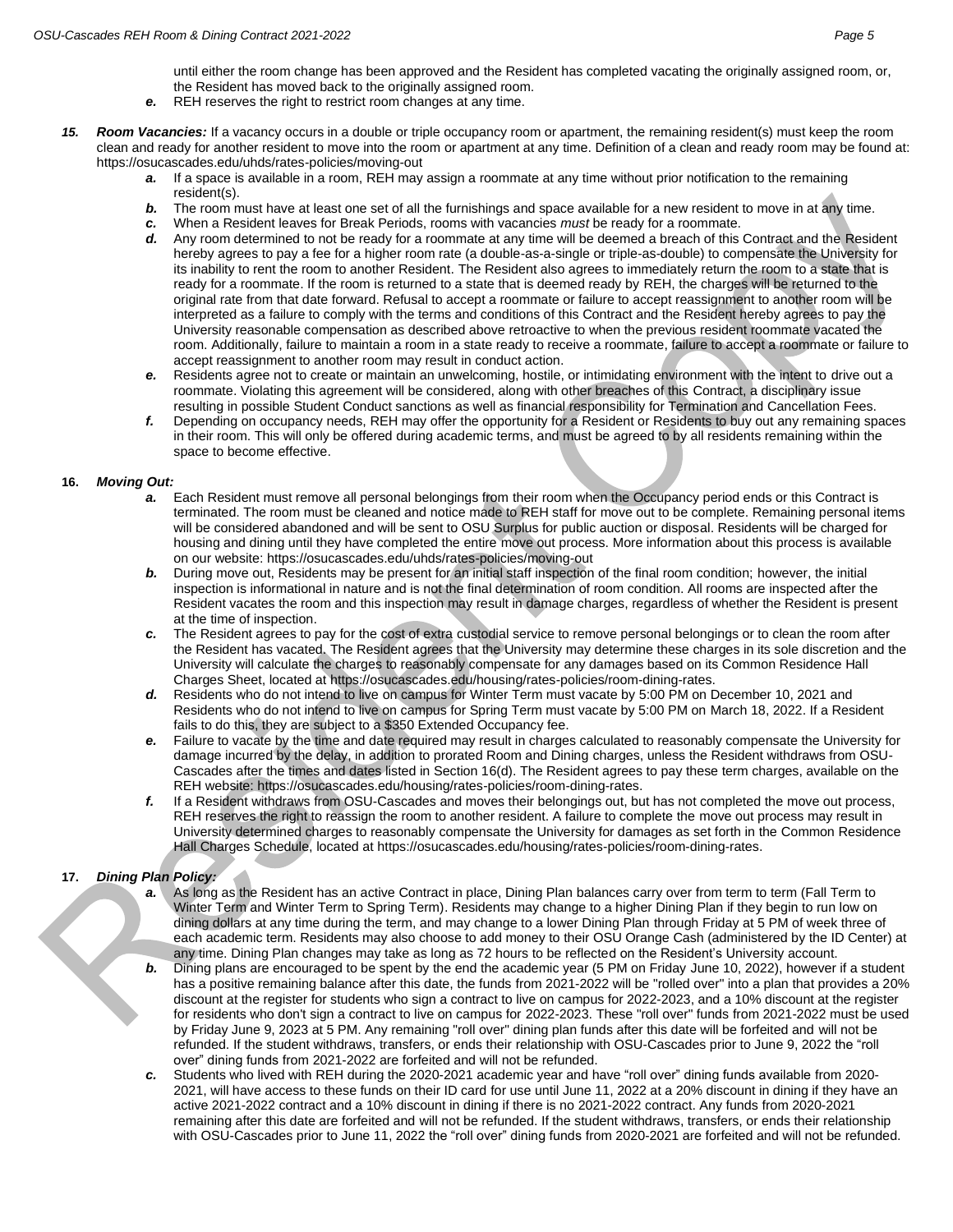until either the room change has been approved and the Resident has completed vacating the originally assigned room, or, the Resident has moved back to the originally assigned room.

- ***e.*** REH reserves the right to restrict room changes at any time.

***15. Room Vacancies:*** If a vacancy occurs in a double or triple occupancy room or apartment, the remaining resident(s) must keep the room clean and ready for another resident to move into the room or apartment at any time. Definition of a clean and ready room may be found at: https://osucascades.edu/uhds/rates-policies/moving-out

- ***a.*** If a space is available in a room, REH may assign a roommate at any time without prior notification to the remaining resident(s).
- ***b.*** The room must have at least one set of all the furnishings and space available for a new resident to move in at any time.
- ***c.*** When a Resident leaves for Break Periods, rooms with vacancies *must* be ready for a roommate.
- ***d.*** Any room determined to not be ready for a roommate at any time will be deemed a breach of this Contract and the Resident hereby agrees to pay a fee for a higher room rate (a double-as-a-single or triple-as-double) to compensate the University for its inability to rent the room to another Resident. The Resident also agrees to immediately return the room to a state that is ready for a roommate. If the room is returned to a state that is deemed ready by REH, the charges will be returned to the original rate from that date forward. Refusal to accept a roommate or failure to accept reassignment to another room will be interpreted as a failure to comply with the terms and conditions of this Contract and the Resident hereby agrees to pay the University reasonable compensation as described above retroactive to when the previous resident roommate vacated the room. Additionally, failure to maintain a room in a state ready to receive a roommate, failure to accept a roommate or failure to accept reassignment to another room may result in conduct action.
- ***e.*** Residents agree not to create or maintain an unwelcoming, hostile, or intimidating environment with the intent to drive out a roommate. Violating this agreement will be considered, along with other breaches of this Contract, a disciplinary issue resulting in possible Student Conduct sanctions as well as financial responsibility for Termination and Cancellation Fees.
- ***f.*** Depending on occupancy needs, REH may offer the opportunity for a Resident or Residents to buy out any remaining spaces in their room. This will only be offered during academic terms, and must be agreed to by all residents remaining within the space to become effective.

**16. *Moving Out:***

- ***a.*** Each Resident must remove all personal belongings from their room when the Occupancy period ends or this Contract is terminated. The room must be cleaned and notice made to REH staff for move out to be complete. Remaining personal items will be considered abandoned and will be sent to OSU Surplus for public auction or disposal. Residents will be charged for housing and dining until they have completed the entire move out process. More information about this process is available on our website: https://osucascades.edu/uhds/rates-policies/moving-out
- ***b.*** During move out, Residents may be present for an initial staff inspection of the final room condition; however, the initial inspection is informational in nature and is not the final determination of room condition. All rooms are inspected after the Resident vacates the room and this inspection may result in damage charges, regardless of whether the Resident is present at the time of inspection.
- ***c.*** The Resident agrees to pay for the cost of extra custodial service to remove personal belongings or to clean the room after the Resident has vacated. The Resident agrees that the University may determine these charges in its sole discretion and the University will calculate the charges to reasonably compensate for any damages based on its Common Residence Hall Charges Sheet, located at https://osucascades.edu/housing/rates-policies/room-dining-rates.
- ***d.*** Residents who do not intend to live on campus for Winter Term must vacate by 5:00 PM on December 10, 2021 and Residents who do not intend to live on campus for Spring Term must vacate by 5:00 PM on March 18, 2022. If a Resident fails to do this, they are subject to a $350 Extended Occupancy fee.
- ***e.*** Failure to vacate by the time and date required may result in charges calculated to reasonably compensate the University for damage incurred by the delay, in addition to prorated Room and Dining charges, unless the Resident withdraws from OSU-Cascades after the times and dates listed in Section 16(d). The Resident agrees to pay these term charges, available on the REH website: https://osucascades.edu/housing/rates-policies/room-dining-rates.
- ***f.*** If a Resident withdraws from OSU-Cascades and moves their belongings out, but has not completed the move out process, REH reserves the right to reassign the room to another resident. A failure to complete the move out process may result in University determined charges to reasonably compensate the University for damages as set forth in the Common Residence Hall Charges Schedule, located at https://osucascades.edu/housing/rates-policies/room-dining-rates.

**17. *Dining Plan Policy:***

- ***a.*** As long as the Resident has an active Contract in place, Dining Plan balances carry over from term to term (Fall Term to Winter Term and Winter Term to Spring Term). Residents may change to a higher Dining Plan if they begin to run low on dining dollars at any time during the term, and may change to a lower Dining Plan through Friday at 5 PM of week three of each academic term. Residents may also choose to add money to their OSU Orange Cash (administered by the ID Center) at any time. Dining Plan changes may take as long as 72 hours to be reflected on the Resident's University account.
- ***b.*** Dining plans are encouraged to be spent by the end the academic year (5 PM on Friday June 10, 2022), however if a student has a positive remaining balance after this date, the funds from 2021-2022 will be "rolled over" into a plan that provides a 20% discount at the register for students who sign a contract to live on campus for 2022-2023, and a 10% discount at the register for residents who don't sign a contract to live on campus for 2022-2023. These "roll over" funds from 2021-2022 must be used by Friday June 9, 2023 at 5 PM. Any remaining "roll over" dining plan funds after this date will be forfeited and will not be refunded. If the student withdraws, transfers, or ends their relationship with OSU-Cascades prior to June 9, 2022 the "roll over" dining funds from 2021-2022 are forfeited and will not be refunded.
- ***c.*** Students who lived with REH during the 2020-2021 academic year and have "roll over" dining funds available from 2020-2021, will have access to these funds on their ID card for use until June 11, 2022 at a 20% discount in dining if they have an active 2021-2022 contract and a 10% discount in dining if there is no 2021-2022 contract. Any funds from 2020-2021 remaining after this date are forfeited and will not be refunded. If the student withdraws, transfers, or ends their relationship with OSU-Cascades prior to June 11, 2022 the "roll over" dining funds from 2020-2021 are forfeited and will not be refunded.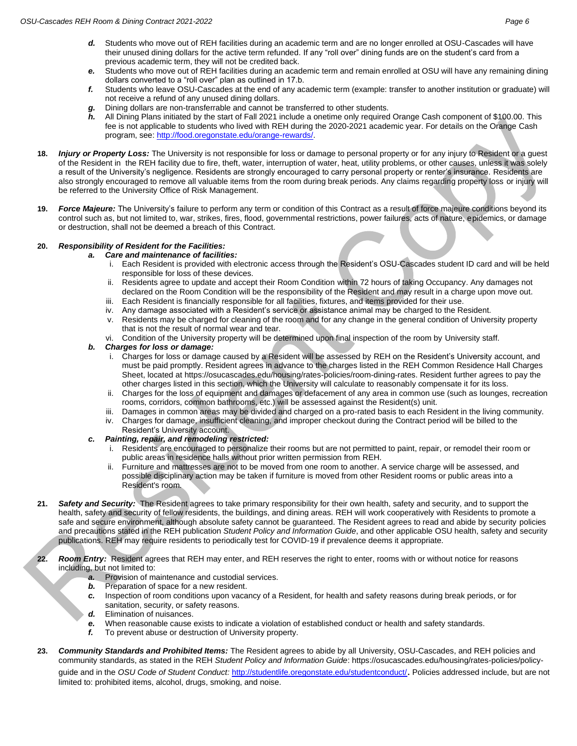- *d.* Students who move out of REH facilities during an academic term and are no longer enrolled at OSU-Cascades will have their unused dining dollars for the active term refunded. If any "roll over" dining funds are on the student's card from a previous academic term, they will not be credited back.
   - *e.* Students who move out of REH facilities during an academic term and remain enrolled at OSU will have any remaining dining dollars converted to a "roll over" plan as outlined in 17.b.
   - *f.* Students who leave OSU-Cascades at the end of any academic term (example: transfer to another institution or graduate) will not receive a refund of any unused dining dollars.
   - *g.* Dining dollars are non-transferrable and cannot be transferred to other students.
   - *h.* All Dining Plans initiated by the start of Fall 2021 include a onetime only required Orange Cash component of $100.00. This fee is not applicable to students who lived with REH during the 2020-2021 academic year. For details on the Orange Cash program, see: http://food.oregonstate.edu/orange-rewards/.

**18.** ***Injury or Property Loss:*** The University is not responsible for loss or damage to personal property or for any injury to Resident or a guest of the Resident in the REH facility due to fire, theft, water, interruption of water, heat, utility problems, or other causes, unless it was solely a result of the University's negligence. Residents are strongly encouraged to carry personal property or renter's insurance. Residents are also strongly encouraged to remove all valuable items from the room during break periods. Any claims regarding property loss or injury will be referred to the University Office of Risk Management.

**19.** ***Force Majeure:*** The University's failure to perform any term or condition of this Contract as a result of force majeure conditions beyond its control such as, but not limited to, war, strikes, fires, flood, governmental restrictions, power failures, acts of nature, epidemics, or damage or destruction, shall not be deemed a breach of this Contract.

**20.** ***Responsibility of Resident for the Facilities:***

   - ***a. Care and maintenance of facilities:***
     - i. Each Resident is provided with electronic access through the Resident's OSU-Cascades student ID card and will be held responsible for loss of these devices.
     - ii. Residents agree to update and accept their Room Condition within 72 hours of taking Occupancy. Any damages not declared on the Room Condition will be the responsibility of the Resident and may result in a charge upon move out.
     - iii. Each Resident is financially responsible for all facilities, fixtures, and items provided for their use.
     - iv. Any damage associated with a Resident's service or assistance animal may be charged to the Resident.
     - v. Residents may be charged for cleaning of the room and for any change in the general condition of University property that is not the result of normal wear and tear.
     - vi. Condition of the University property will be determined upon final inspection of the room by University staff.
   - ***b. Charges for loss or damage:***
     - i. Charges for loss or damage caused by a Resident will be assessed by REH on the Resident's University account, and must be paid promptly. Resident agrees in advance to the charges listed in the REH Common Residence Hall Charges Sheet, located at https://osucascades.edu/housing/rates-policies/room-dining-rates. Resident further agrees to pay the other charges listed in this section, which the University will calculate to reasonably compensate it for its loss.
     - ii. Charges for the loss of equipment and damages or defacement of any area in common use (such as lounges, recreation rooms, corridors, common bathrooms, etc.) will be assessed against the Resident(s) unit.
     - iii. Damages in common areas may be divided and charged on a pro-rated basis to each Resident in the living community.
     - iv. Charges for damage, insufficient cleaning, and improper checkout during the Contract period will be billed to the Resident's University account.
   - ***c. Painting, repair, and remodeling restricted:***
     - i. Residents are encouraged to personalize their rooms but are not permitted to paint, repair, or remodel their room or public areas in residence halls without prior written permission from REH.
     - ii. Furniture and mattresses are not to be moved from one room to another. A service charge will be assessed, and possible disciplinary action may be taken if furniture is moved from other Resident rooms or public areas into a Resident's room.

**21.** ***Safety and Security:*** The Resident agrees to take primary responsibility for their own health, safety and security, and to support the health, safety and security of fellow residents, the buildings, and dining areas. REH will work cooperatively with Residents to promote a safe and secure environment, although absolute safety cannot be guaranteed. The Resident agrees to read and abide by security policies and precautions stated in the REH publication *Student Policy and Information Guide*, and other applicable OSU health, safety and security publications. REH may require residents to periodically test for COVID-19 if prevalence deems it appropriate.

**22.** ***Room Entry:*** Resident agrees that REH may enter, and REH reserves the right to enter, rooms with or without notice for reasons including, but not limited to:

   - *a.* Provision of maintenance and custodial services.
   - *b.* Preparation of space for a new resident.
   - *c.* Inspection of room conditions upon vacancy of a Resident, for health and safety reasons during break periods, or for sanitation, security, or safety reasons.
   - *d.* Elimination of nuisances.
   - *e.* When reasonable cause exists to indicate a violation of established conduct or health and safety standards.
   - *f.* To prevent abuse or destruction of University property.

**23.** ***Community Standards and Prohibited Items:*** The Resident agrees to abide by all University, OSU-Cascades, and REH policies and community standards, as stated in the REH *Student Policy and Information Guide*: https://osucascades.edu/housing/rates-policies/policy-guide and in the *OSU Code of Student Conduct:* http://studentlife.oregonstate.edu/studentconduct/**.** Policies addressed include, but are not limited to: prohibited items, alcohol, drugs, smoking, and noise.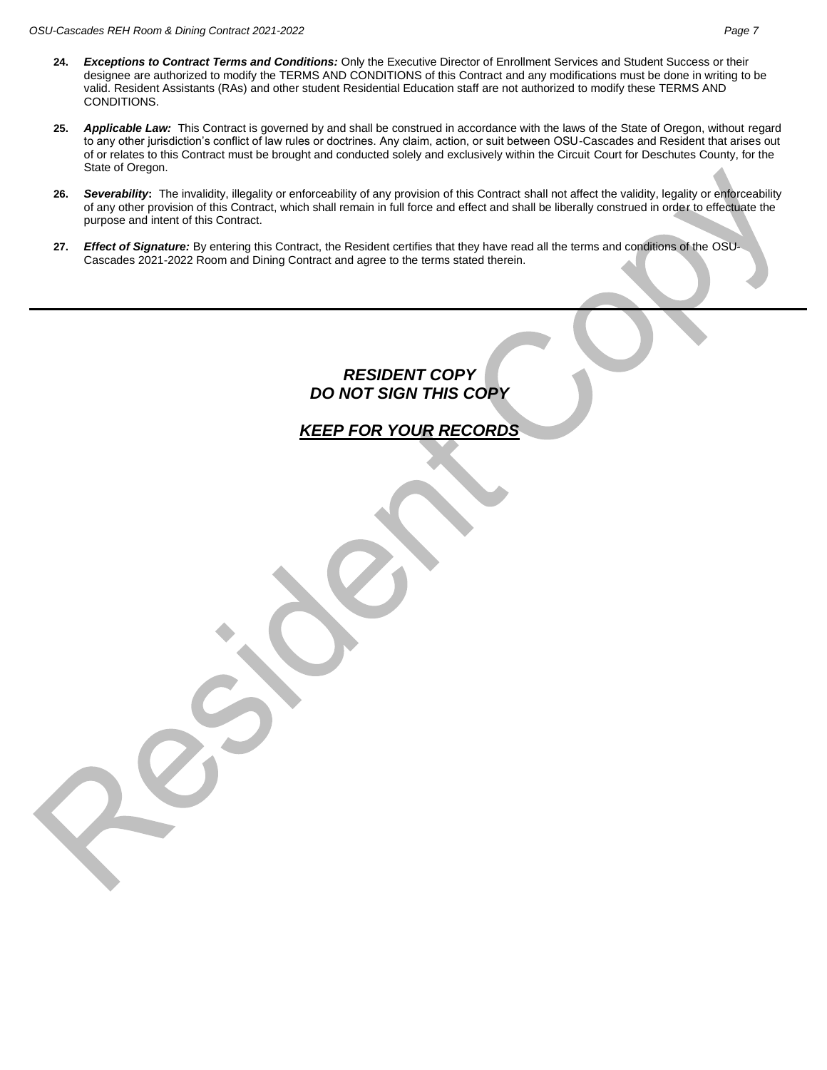24. ***Exceptions to Contract Terms and Conditions:*** Only the Executive Director of Enrollment Services and Student Success or their designee are authorized to modify the TERMS AND CONDITIONS of this Contract and any modifications must be done in writing to be valid. Resident Assistants (RAs) and other student Residential Education staff are not authorized to modify these TERMS AND CONDITIONS.

25. ***Applicable Law:*** This Contract is governed by and shall be construed in accordance with the laws of the State of Oregon, without regard to any other jurisdiction's conflict of law rules or doctrines. Any claim, action, or suit between OSU-Cascades and Resident that arises out of or relates to this Contract must be brought and conducted solely and exclusively within the Circuit Court for Deschutes County, for the State of Oregon.

26. ***Severability*:** The invalidity, illegality or enforceability of any provision of this Contract shall not affect the validity, legality or enforceability of any other provision of this Contract, which shall remain in full force and effect and shall be liberally construed in order to effectuate the purpose and intent of this Contract.

27. ***Effect of Signature:*** By entering this Contract, the Resident certifies that they have read all the terms and conditions of the OSU-Cascades 2021-2022 Room and Dining Contract and agree to the terms stated therein.

---

***RESIDENT COPY***
***DO NOT SIGN THIS COPY***

***KEEP FOR YOUR RECORDS***

Resident Copy